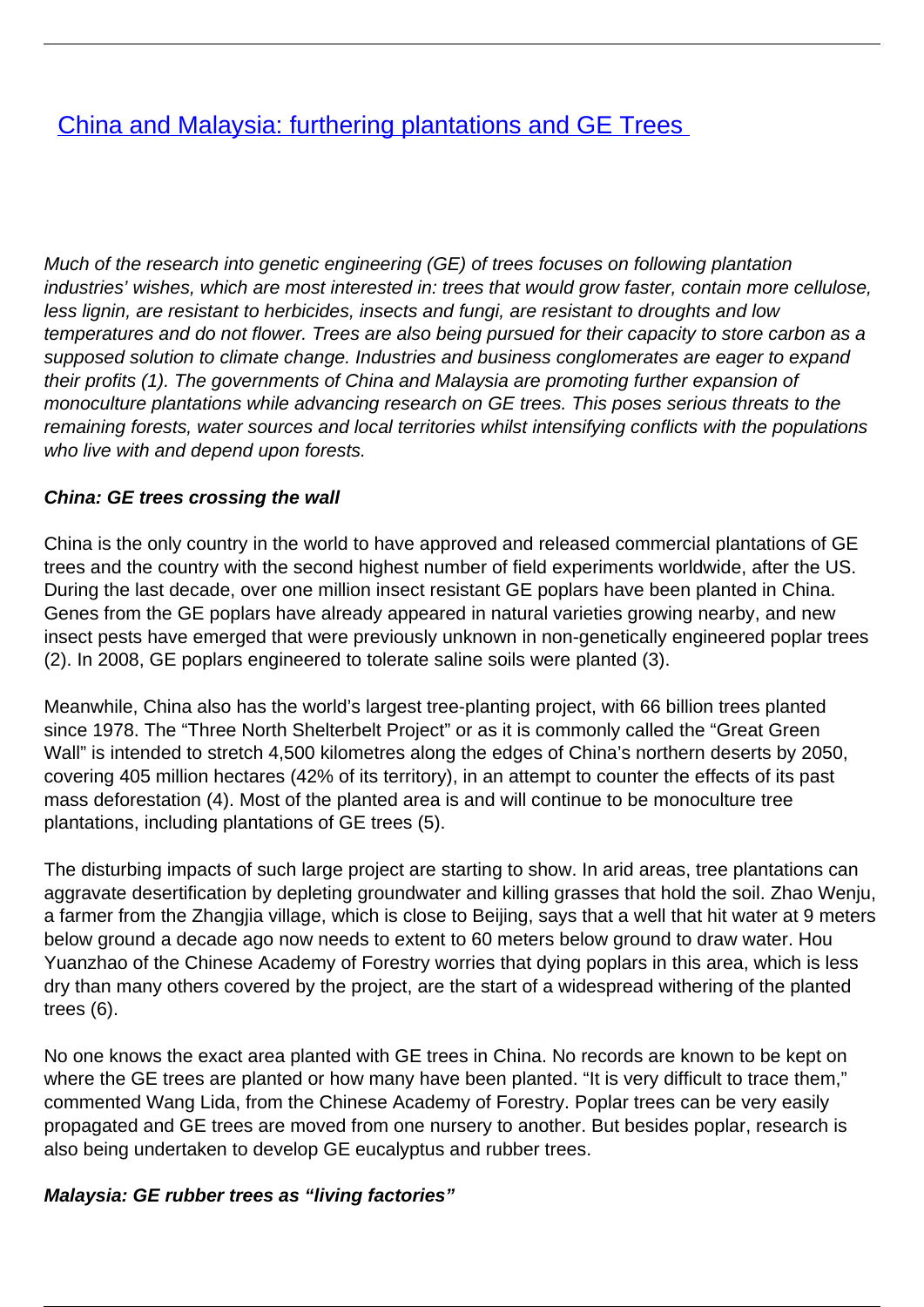# [China and Malaysia: furthering plantations and GE Trees](#)

*Much of the research into genetic engineering (GE) of trees focuses on following plantation industries' wishes, which are most interested in: trees that would grow faster, contain more cellulose, less lignin, are resistant to herbicides, insects and fungi, are resistant to droughts and low temperatures and do not flower. Trees are also being pursued for their capacity to store carbon as a supposed solution to climate change. Industries and business conglomerates are eager to expand their profits (1). The governments of China and Malaysia are promoting further expansion of monoculture plantations while advancing research on GE trees. This poses serious threats to the remaining forests, water sources and local territories whilst intensifying conflicts with the populations who live with and depend upon forests.*

### *China: GE trees crossing the wall*

China is the only country in the world to have approved and released commercial plantations of GE trees and the country with the second highest number of field experiments worldwide, after the US. During the last decade, over one million insect resistant GE poplars have been planted in China. Genes from the GE poplars have already appeared in natural varieties growing nearby, and new insect pests have emerged that were previously unknown in non-genetically engineered poplar trees (2). In 2008, GE poplars engineered to tolerate saline soils were planted (3).

Meanwhile, China also has the world's largest tree-planting project, with 66 billion trees planted since 1978. The "Three North Shelterbelt Project" or as it is commonly called the "Great Green Wall" is intended to stretch 4,500 kilometres along the edges of China's northern deserts by 2050, covering 405 million hectares (42% of its territory), in an attempt to counter the effects of its past mass deforestation (4). Most of the planted area is and will continue to be monoculture tree plantations, including plantations of GE trees (5).

The disturbing impacts of such large project are starting to show. In arid areas, tree plantations can aggravate desertification by depleting groundwater and killing grasses that hold the soil. Zhao Wenju, a farmer from the Zhangjia village, which is close to Beijing, says that a well that hit water at 9 meters below ground a decade ago now needs to extent to 60 meters below ground to draw water. Hou Yuanzhao of the Chinese Academy of Forestry worries that dying poplars in this area, which is less dry than many others covered by the project, are the start of a widespread withering of the planted trees (6).

No one knows the exact area planted with GE trees in China. No records are known to be kept on where the GE trees are planted or how many have been planted. "It is very difficult to trace them," commented Wang Lida, from the Chinese Academy of Forestry. Poplar trees can be very easily propagated and GE trees are moved from one nursery to another. But besides poplar, research is also being undertaken to develop GE eucalyptus and rubber trees.

### *Malaysia: GE rubber trees as "living factories"*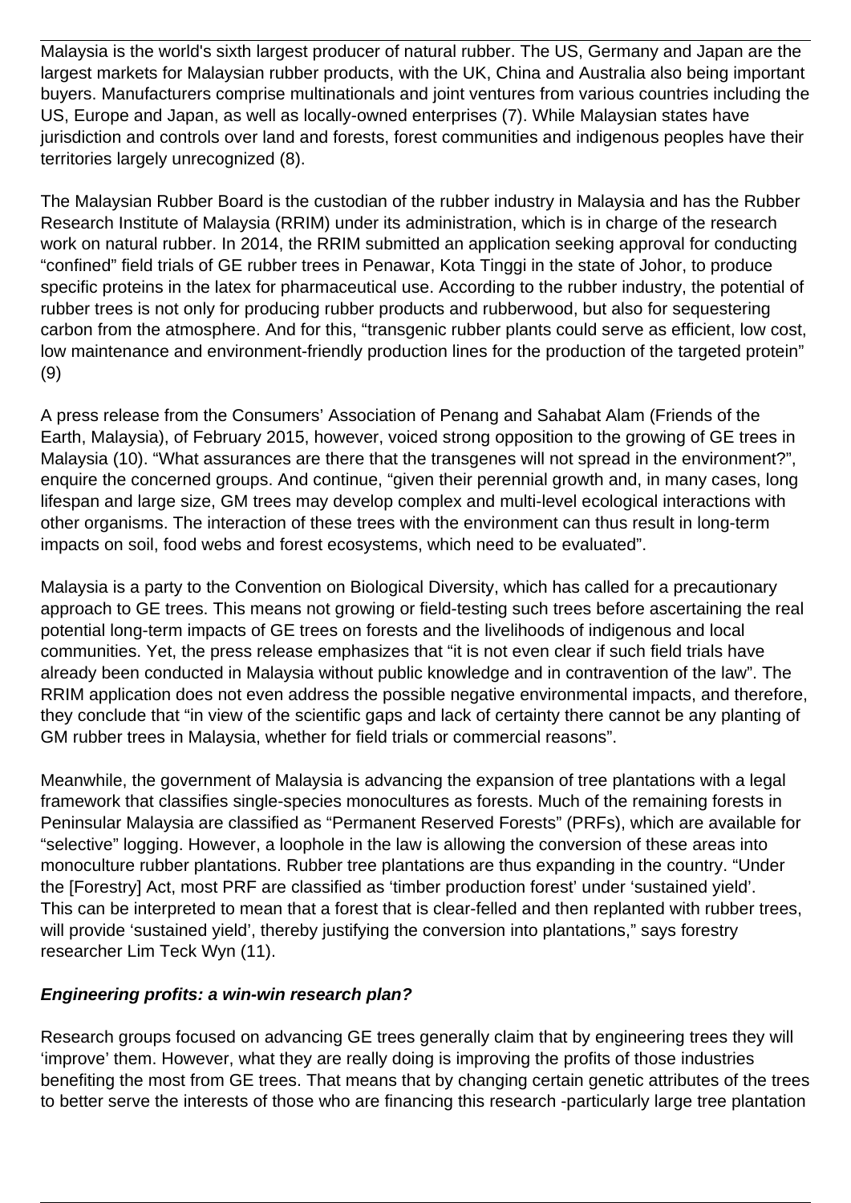Malaysia is the world's sixth largest producer of natural rubber. The US, Germany and Japan are the largest markets for Malaysian rubber products, with the UK, China and Australia also being important buyers. Manufacturers comprise multinationals and joint ventures from various countries including the US, Europe and Japan, as well as locally-owned enterprises (7). While Malaysian states have jurisdiction and controls over land and forests, forest communities and indigenous peoples have their territories largely unrecognized (8).

The Malaysian Rubber Board is the custodian of the rubber industry in Malaysia and has the Rubber Research Institute of Malaysia (RRIM) under its administration, which is in charge of the research work on natural rubber. In 2014, the RRIM submitted an application seeking approval for conducting "confined" field trials of GE rubber trees in Penawar, Kota Tinggi in the state of Johor, to produce specific proteins in the latex for pharmaceutical use. According to the rubber industry, the potential of rubber trees is not only for producing rubber products and rubberwood, but also for sequestering carbon from the atmosphere. And for this, "transgenic rubber plants could serve as efficient, low cost, low maintenance and environment-friendly production lines for the production of the targeted protein" (9)

A press release from the Consumers' Association of Penang and Sahabat Alam (Friends of the Earth, Malaysia), of February 2015, however, voiced strong opposition to the growing of GE trees in Malaysia (10). "What assurances are there that the transgenes will not spread in the environment?", enquire the concerned groups. And continue, "given their perennial growth and, in many cases, long lifespan and large size, GM trees may develop complex and multi-level ecological interactions with other organisms. The interaction of these trees with the environment can thus result in long-term impacts on soil, food webs and forest ecosystems, which need to be evaluated".

Malaysia is a party to the Convention on Biological Diversity, which has called for a precautionary approach to GE trees. This means not growing or field-testing such trees before ascertaining the real potential long-term impacts of GE trees on forests and the livelihoods of indigenous and local communities. Yet, the press release emphasizes that "it is not even clear if such field trials have already been conducted in Malaysia without public knowledge and in contravention of the law". The RRIM application does not even address the possible negative environmental impacts, and therefore, they conclude that "in view of the scientific gaps and lack of certainty there cannot be any planting of GM rubber trees in Malaysia, whether for field trials or commercial reasons".

Meanwhile, the government of Malaysia is advancing the expansion of tree plantations with a legal framework that classifies single-species monocultures as forests. Much of the remaining forests in Peninsular Malaysia are classified as "Permanent Reserved Forests" (PRFs), which are available for "selective" logging. However, a loophole in the law is allowing the conversion of these areas into monoculture rubber plantations. Rubber tree plantations are thus expanding in the country. "Under the [Forestry] Act, most PRF are classified as 'timber production forest' under 'sustained yield'. This can be interpreted to mean that a forest that is clear-felled and then replanted with rubber trees, will provide 'sustained yield', thereby justifying the conversion into plantations," says forestry researcher Lim Teck Wyn (11).

### ***Engineering profits: a win-win research plan?***

Research groups focused on advancing GE trees generally claim that by engineering trees they will 'improve' them. However, what they are really doing is improving the profits of those industries benefiting the most from GE trees. That means that by changing certain genetic attributes of the trees to better serve the interests of those who are financing this research -particularly large tree plantation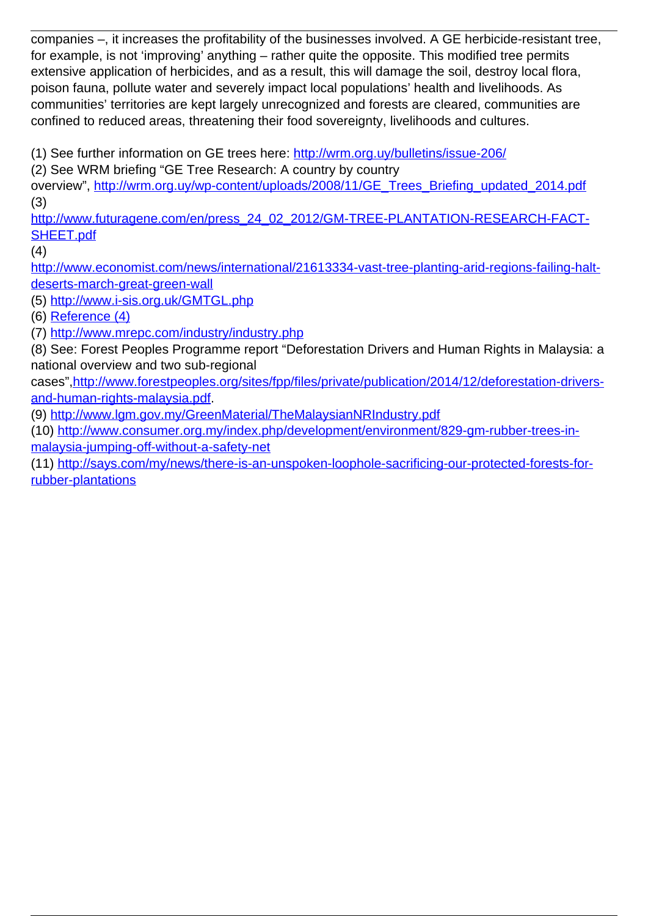companies –, it increases the profitability of the businesses involved. A GE herbicide-resistant tree, for example, is not 'improving' anything – rather quite the opposite. This modified tree permits extensive application of herbicides, and as a result, this will damage the soil, destroy local flora, poison fauna, pollute water and severely impact local populations' health and livelihoods. As communities' territories are kept largely unrecognized and forests are cleared, communities are confined to reduced areas, threatening their food sovereignty, livelihoods and cultures.

(1) See further information on GE trees here: http://wrm.org.uy/bulletins/issue-206/
(2) See WRM briefing "GE Tree Research: A country by country overview", http://wrm.org.uy/wp-content/uploads/2008/11/GE_Trees_Briefing_updated_2014.pdf
(3) http://www.futuragene.com/en/press_24_02_2012/GM-TREE-PLANTATION-RESEARCH-FACT-SHEET.pdf
(4) http://www.economist.com/news/international/21613334-vast-tree-planting-arid-regions-failing-halt-deserts-march-great-green-wall
(5) http://www.i-sis.org.uk/GMTGL.php
(6) Reference (4)
(7) http://www.mrepc.com/industry/industry.php
(8) See: Forest Peoples Programme report "Deforestation Drivers and Human Rights in Malaysia: a national overview and two sub-regional cases",http://www.forestpeoples.org/sites/fpp/files/private/publication/2014/12/deforestation-drivers-and-human-rights-malaysia.pdf.
(9) http://www.lgm.gov.my/GreenMaterial/TheMalaysianNRIndustry.pdf
(10) http://www.consumer.org.my/index.php/development/environment/829-gm-rubber-trees-in-malaysia-jumping-off-without-a-safety-net
(11) http://says.com/my/news/there-is-an-unspoken-loophole-sacrificing-our-protected-forests-for-rubber-plantations